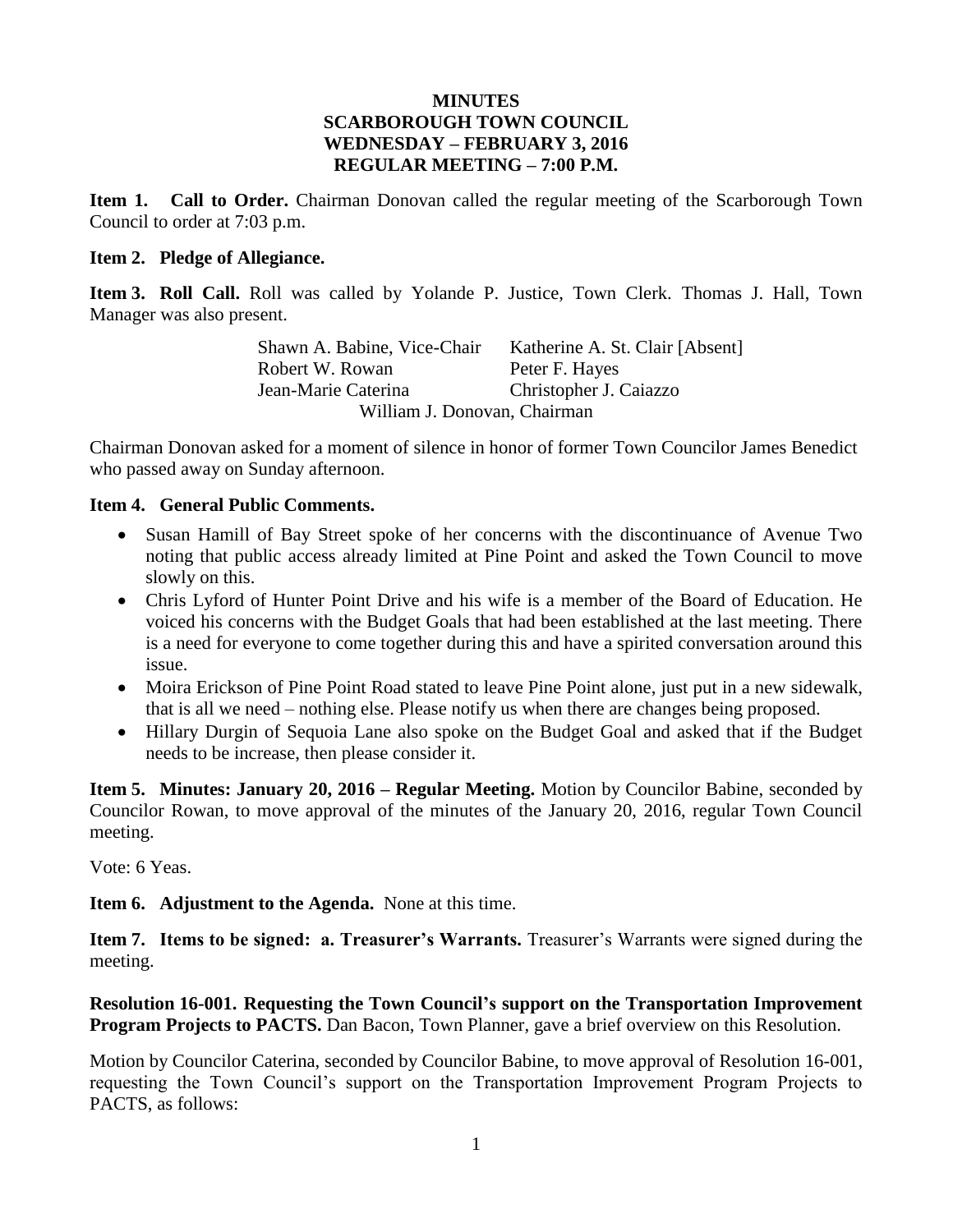# MINUTES
# SCARBOROUGH TOWN COUNCIL
# WEDNESDAY – FEBRUARY 3, 2016
# REGULAR MEETING – 7:00 P.M.

**Item 1. Call to Order.** Chairman Donovan called the regular meeting of the Scarborough Town Council to order at 7:03 p.m.

**Item 2. Pledge of Allegiance.**

**Item 3. Roll Call.** Roll was called by Yolande P. Justice, Town Clerk. Thomas J. Hall, Town Manager was also present.

| | |
|---|---|
| Shawn A. Babine, Vice-Chair | Katherine A. St. Clair [Absent] |
| Robert W. Rowan | Peter F. Hayes |
| Jean-Marie Caterina | Christopher J. Caiazzo |
| William J. Donovan, Chairman | |

Chairman Donovan asked for a moment of silence in honor of former Town Councilor James Benedict who passed away on Sunday afternoon.

**Item 4. General Public Comments.**

- Susan Hamill of Bay Street spoke of her concerns with the discontinuance of Avenue Two noting that public access already limited at Pine Point and asked the Town Council to move slowly on this.
- Chris Lyford of Hunter Point Drive and his wife is a member of the Board of Education. He voiced his concerns with the Budget Goals that had been established at the last meeting. There is a need for everyone to come together during this and have a spirited conversation around this issue.
- Moira Erickson of Pine Point Road stated to leave Pine Point alone, just put in a new sidewalk, that is all we need – nothing else. Please notify us when there are changes being proposed.
- Hillary Durgin of Sequoia Lane also spoke on the Budget Goal and asked that if the Budget needs to be increase, then please consider it.

**Item 5. Minutes: January 20, 2016 – Regular Meeting.** Motion by Councilor Babine, seconded by Councilor Rowan, to move approval of the minutes of the January 20, 2016, regular Town Council meeting.

Vote: 6 Yeas.

**Item 6. Adjustment to the Agenda.** None at this time.

**Item 7. Items to be signed: a. Treasurer's Warrants.** Treasurer's Warrants were signed during the meeting.

**Resolution 16-001. Requesting the Town Council's support on the Transportation Improvement Program Projects to PACTS.** Dan Bacon, Town Planner, gave a brief overview on this Resolution.

Motion by Councilor Caterina, seconded by Councilor Babine, to move approval of Resolution 16-001, requesting the Town Council's support on the Transportation Improvement Program Projects to PACTS, as follows: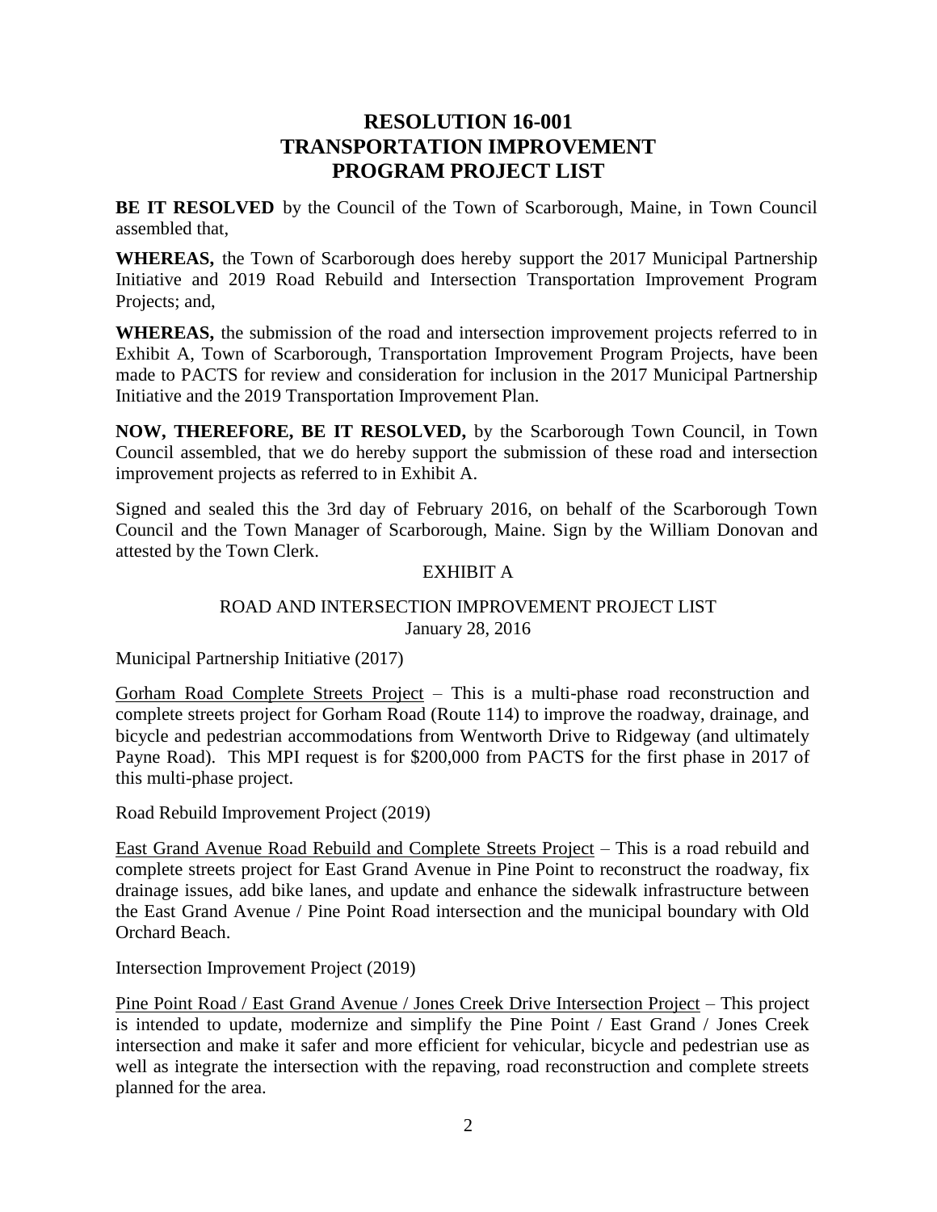# RESOLUTION 16-001
# TRANSPORTATION IMPROVEMENT
# PROGRAM PROJECT LIST

**BE IT RESOLVED** by the Council of the Town of Scarborough, Maine, in Town Council assembled that,

**WHEREAS,** the Town of Scarborough does hereby support the 2017 Municipal Partnership Initiative and 2019 Road Rebuild and Intersection Transportation Improvement Program Projects; and,

**WHEREAS,** the submission of the road and intersection improvement projects referred to in Exhibit A, Town of Scarborough, Transportation Improvement Program Projects, have been made to PACTS for review and consideration for inclusion in the 2017 Municipal Partnership Initiative and the 2019 Transportation Improvement Plan.

**NOW, THEREFORE, BE IT RESOLVED,** by the Scarborough Town Council, in Town Council assembled, that we do hereby support the submission of these road and intersection improvement projects as referred to in Exhibit A.

Signed and sealed this the 3rd day of February 2016, on behalf of the Scarborough Town Council and the Town Manager of Scarborough, Maine. Sign by the William Donovan and attested by the Town Clerk.

EXHIBIT A

ROAD AND INTERSECTION IMPROVEMENT PROJECT LIST
January 28, 2016

Municipal Partnership Initiative (2017)

Gorham Road Complete Streets Project – This is a multi-phase road reconstruction and complete streets project for Gorham Road (Route 114) to improve the roadway, drainage, and bicycle and pedestrian accommodations from Wentworth Drive to Ridgeway (and ultimately Payne Road). This MPI request is for $200,000 from PACTS for the first phase in 2017 of this multi-phase project.

Road Rebuild Improvement Project (2019)

East Grand Avenue Road Rebuild and Complete Streets Project – This is a road rebuild and complete streets project for East Grand Avenue in Pine Point to reconstruct the roadway, fix drainage issues, add bike lanes, and update and enhance the sidewalk infrastructure between the East Grand Avenue / Pine Point Road intersection and the municipal boundary with Old Orchard Beach.

Intersection Improvement Project (2019)

Pine Point Road / East Grand Avenue / Jones Creek Drive Intersection Project – This project is intended to update, modernize and simplify the Pine Point / East Grand / Jones Creek intersection and make it safer and more efficient for vehicular, bicycle and pedestrian use as well as integrate the intersection with the repaving, road reconstruction and complete streets planned for the area.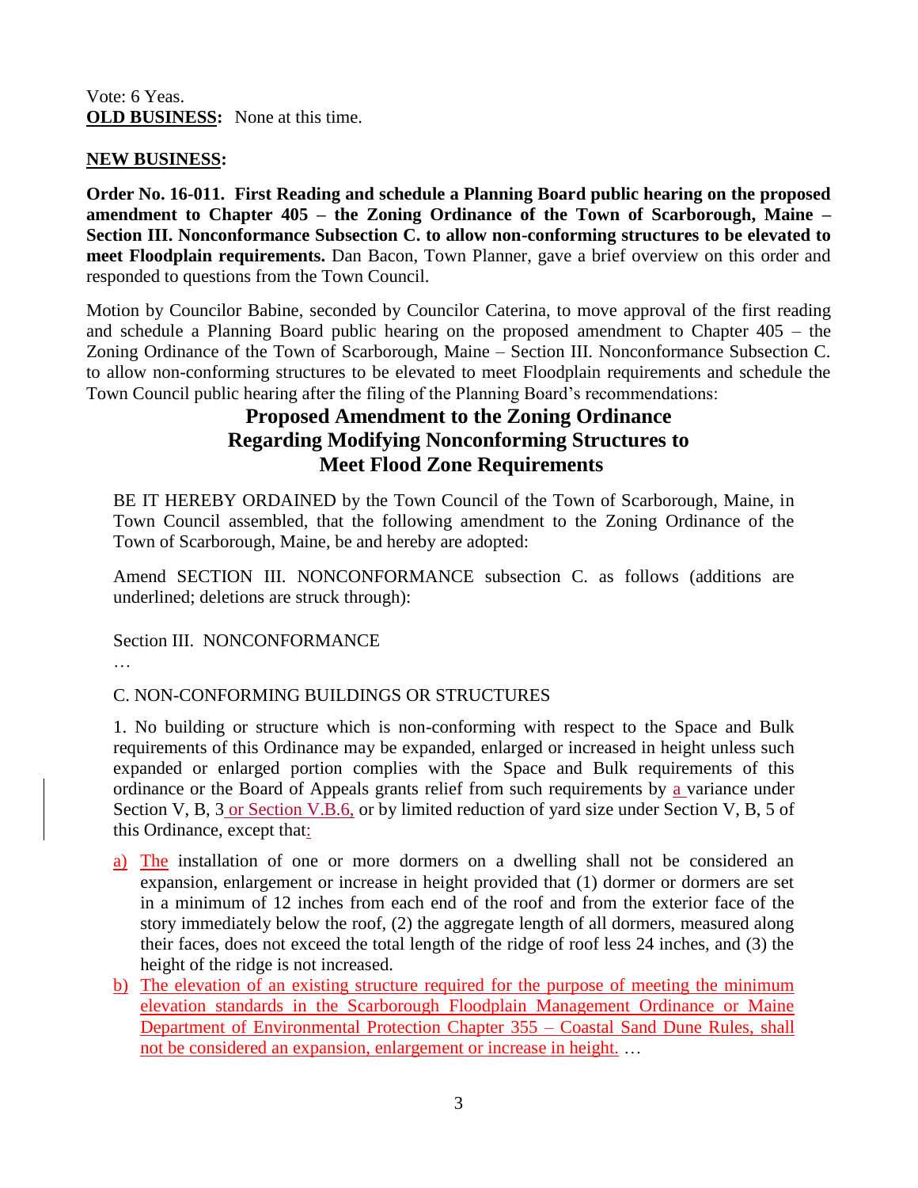Vote: 6 Yeas.

**OLD BUSINESS:** None at this time.

**NEW BUSINESS:**

**Order No. 16-011. First Reading and schedule a Planning Board public hearing on the proposed amendment to Chapter 405 – the Zoning Ordinance of the Town of Scarborough, Maine – Section III. Nonconformance Subsection C. to allow non-conforming structures to be elevated to meet Floodplain requirements.** Dan Bacon, Town Planner, gave a brief overview on this order and responded to questions from the Town Council.

Motion by Councilor Babine, seconded by Councilor Caterina, to move approval of the first reading and schedule a Planning Board public hearing on the proposed amendment to Chapter 405 – the Zoning Ordinance of the Town of Scarborough, Maine – Section III. Nonconformance Subsection C. to allow non-conforming structures to be elevated to meet Floodplain requirements and schedule the Town Council public hearing after the filing of the Planning Board's recommendations:

## Proposed Amendment to the Zoning Ordinance Regarding Modifying Nonconforming Structures to Meet Flood Zone Requirements

BE IT HEREBY ORDAINED by the Town Council of the Town of Scarborough, Maine, in Town Council assembled, that the following amendment to the Zoning Ordinance of the Town of Scarborough, Maine, be and hereby are adopted:

Amend SECTION III. NONCONFORMANCE subsection C. as follows (additions are underlined; deletions are struck through):

Section III. NONCONFORMANCE

…

C. NON-CONFORMING BUILDINGS OR STRUCTURES

1. No building or structure which is non-conforming with respect to the Space and Bulk requirements of this Ordinance may be expanded, enlarged or increased in height unless such expanded or enlarged portion complies with the Space and Bulk requirements of this ordinance or the Board of Appeals grants relief from such requirements by <u>a</u> variance under Section V, B, 3<u> or Section V.B.6,</u> or by limited reduction of yard size under Section V, B, 5 of this Ordinance, except that<u>:</u>

<u>a)</u> <u>The</u> installation of one or more dormers on a dwelling shall not be considered an expansion, enlargement or increase in height provided that (1) dormer or dormers are set in a minimum of 12 inches from each end of the roof and from the exterior face of the story immediately below the roof, (2) the aggregate length of all dormers, measured along their faces, does not exceed the total length of the ridge of roof less 24 inches, and (3) the height of the ridge is not increased.

<u>b)</u> <u>The elevation of an existing structure required for the purpose of meeting the minimum elevation standards in the Scarborough Floodplain Management Ordinance or Maine Department of Environmental Protection Chapter 355 – Coastal Sand Dune Rules, shall not be considered an expansion, enlargement or increase in height.</u> …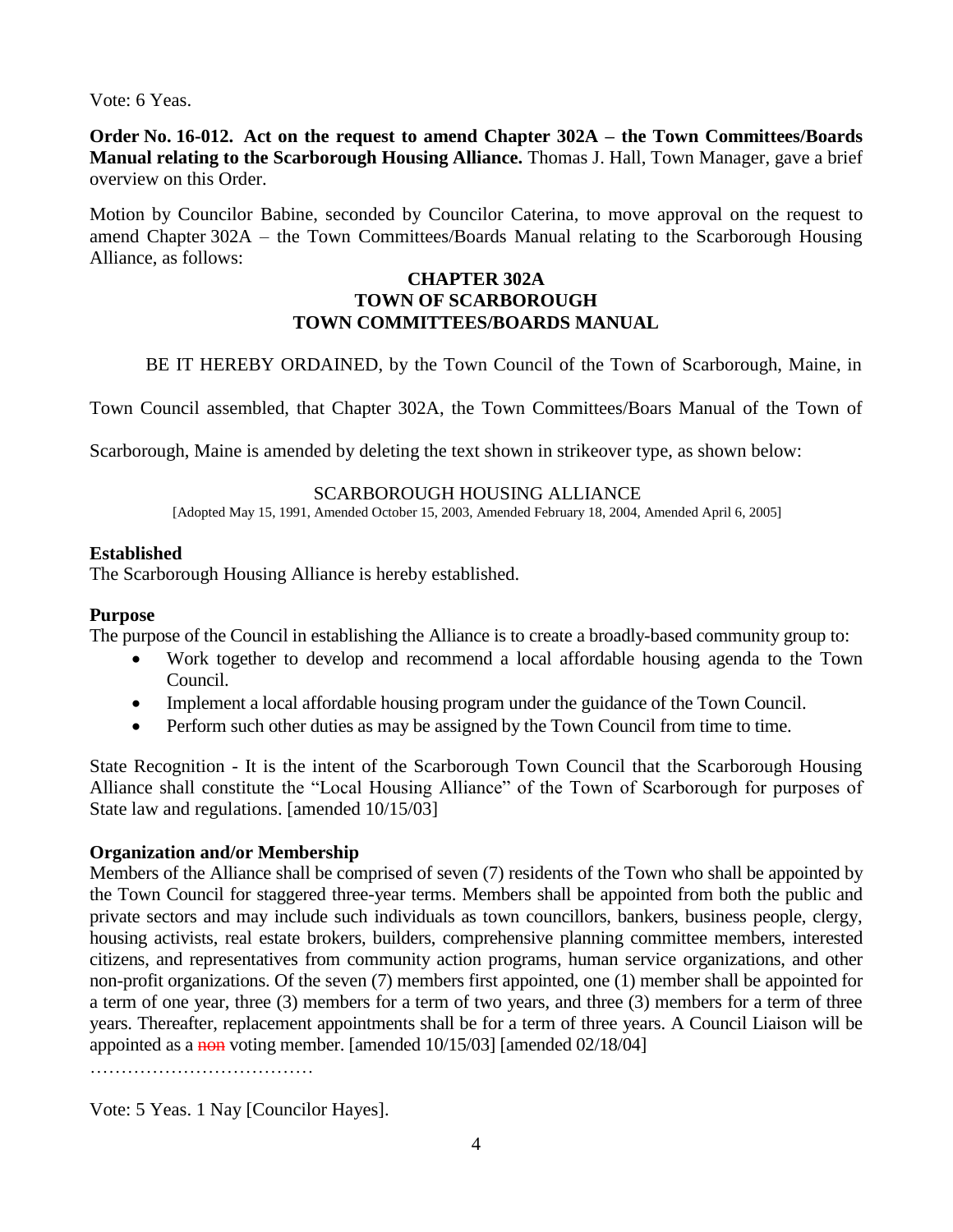Vote: 6 Yeas.

**Order No. 16-012. Act on the request to amend Chapter 302A – the Town Committees/Boards Manual relating to the Scarborough Housing Alliance.** Thomas J. Hall, Town Manager, gave a brief overview on this Order.

Motion by Councilor Babine, seconded by Councilor Caterina, to move approval on the request to amend Chapter 302A – the Town Committees/Boards Manual relating to the Scarborough Housing Alliance, as follows:

**CHAPTER 302A**
**TOWN OF SCARBOROUGH**
**TOWN COMMITTEES/BOARDS MANUAL**

BE IT HEREBY ORDAINED, by the Town Council of the Town of Scarborough, Maine, in Town Council assembled, that Chapter 302A, the Town Committees/Boars Manual of the Town of Scarborough, Maine is amended by deleting the text shown in strikeover type, as shown below:

SCARBOROUGH HOUSING ALLIANCE

[Adopted May 15, 1991, Amended October 15, 2003, Amended February 18, 2004, Amended April 6, 2005]

**Established**

The Scarborough Housing Alliance is hereby established.

**Purpose**

The purpose of the Council in establishing the Alliance is to create a broadly-based community group to:

- Work together to develop and recommend a local affordable housing agenda to the Town Council.
- Implement a local affordable housing program under the guidance of the Town Council.
- Perform such other duties as may be assigned by the Town Council from time to time.

State Recognition - It is the intent of the Scarborough Town Council that the Scarborough Housing Alliance shall constitute the "Local Housing Alliance" of the Town of Scarborough for purposes of State law and regulations. [amended 10/15/03]

**Organization and/or Membership**

Members of the Alliance shall be comprised of seven (7) residents of the Town who shall be appointed by the Town Council for staggered three-year terms. Members shall be appointed from both the public and private sectors and may include such individuals as town councillors, bankers, business people, clergy, housing activists, real estate brokers, builders, comprehensive planning committee members, interested citizens, and representatives from community action programs, human service organizations, and other non-profit organizations. Of the seven (7) members first appointed, one (1) member shall be appointed for a term of one year, three (3) members for a term of two years, and three (3) members for a term of three years. Thereafter, replacement appointments shall be for a term of three years. A Council Liaison will be appointed as a ~~non~~ voting member. [amended 10/15/03] [amended 02/18/04]

………………………………

Vote: 5 Yeas. 1 Nay [Councilor Hayes].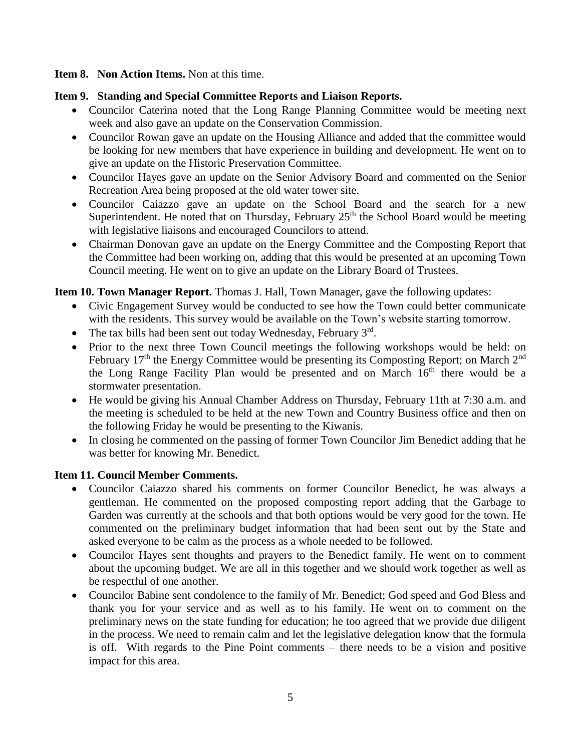**Item 8. Non Action Items.** Non at this time.

**Item 9. Standing and Special Committee Reports and Liaison Reports.**

- Councilor Caterina noted that the Long Range Planning Committee would be meeting next week and also gave an update on the Conservation Commission.
- Councilor Rowan gave an update on the Housing Alliance and added that the committee would be looking for new members that have experience in building and development. He went on to give an update on the Historic Preservation Committee.
- Councilor Hayes gave an update on the Senior Advisory Board and commented on the Senior Recreation Area being proposed at the old water tower site.
- Councilor Caiazzo gave an update on the School Board and the search for a new Superintendent. He noted that on Thursday, February 25th the School Board would be meeting with legislative liaisons and encouraged Councilors to attend.
- Chairman Donovan gave an update on the Energy Committee and the Composting Report that the Committee had been working on, adding that this would be presented at an upcoming Town Council meeting. He went on to give an update on the Library Board of Trustees.

**Item 10. Town Manager Report.** Thomas J. Hall, Town Manager, gave the following updates:

- Civic Engagement Survey would be conducted to see how the Town could better communicate with the residents. This survey would be available on the Town's website starting tomorrow.
- The tax bills had been sent out today Wednesday, February 3rd.
- Prior to the next three Town Council meetings the following workshops would be held: on February 17th the Energy Committee would be presenting its Composting Report; on March 2nd the Long Range Facility Plan would be presented and on March 16th there would be a stormwater presentation.
- He would be giving his Annual Chamber Address on Thursday, February 11th at 7:30 a.m. and the meeting is scheduled to be held at the new Town and Country Business office and then on the following Friday he would be presenting to the Kiwanis.
- In closing he commented on the passing of former Town Councilor Jim Benedict adding that he was better for knowing Mr. Benedict.

**Item 11. Council Member Comments.**

- Councilor Caiazzo shared his comments on former Councilor Benedict, he was always a gentleman. He commented on the proposed composting report adding that the Garbage to Garden was currently at the schools and that both options would be very good for the town. He commented on the preliminary budget information that had been sent out by the State and asked everyone to be calm as the process as a whole needed to be followed.
- Councilor Hayes sent thoughts and prayers to the Benedict family. He went on to comment about the upcoming budget. We are all in this together and we should work together as well as be respectful of one another.
- Councilor Babine sent condolence to the family of Mr. Benedict; God speed and God Bless and thank you for your service and as well as to his family. He went on to comment on the preliminary news on the state funding for education; he too agreed that we provide due diligent in the process. We need to remain calm and let the legislative delegation know that the formula is off. With regards to the Pine Point comments – there needs to be a vision and positive impact for this area.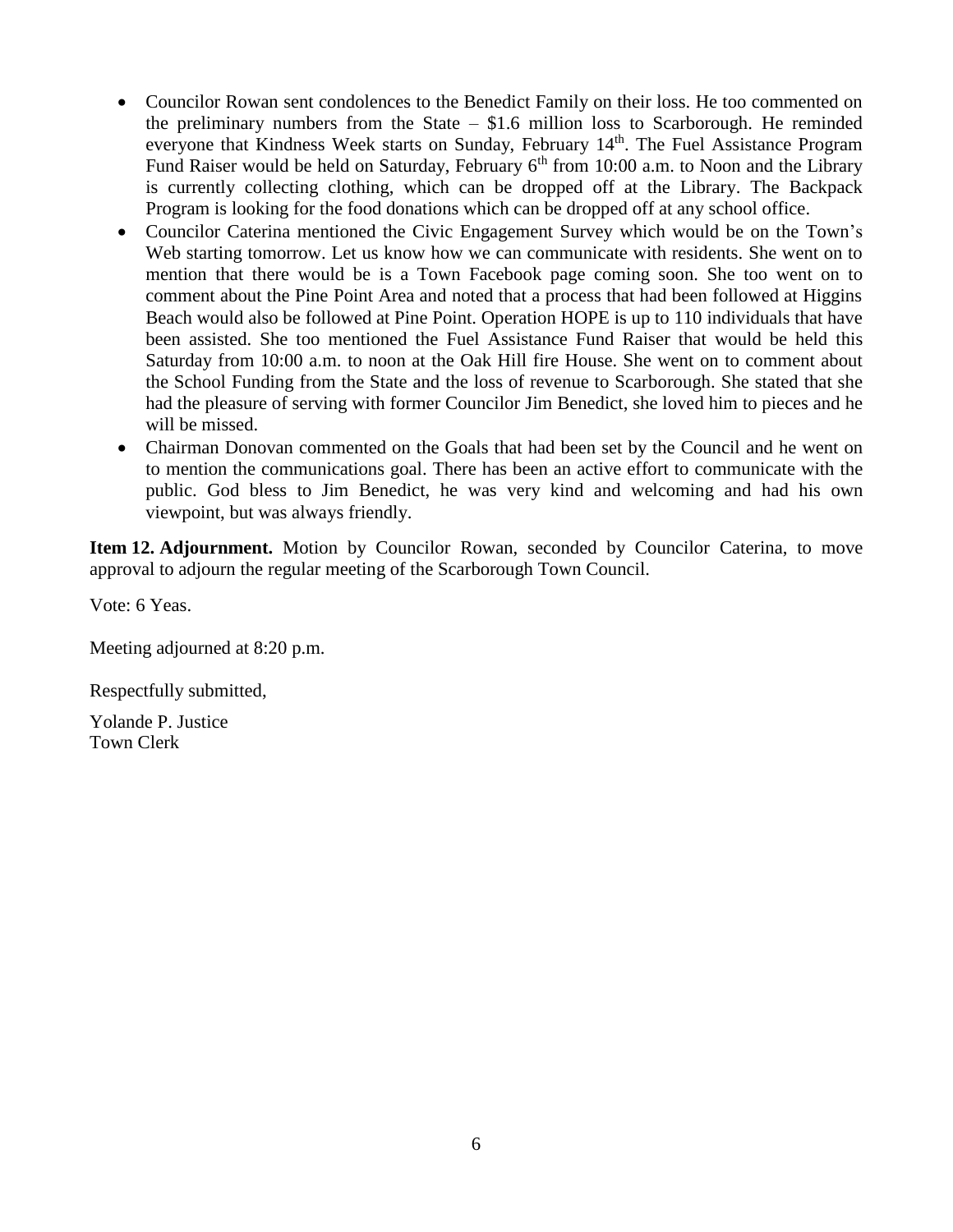- Councilor Rowan sent condolences to the Benedict Family on their loss. He too commented on the preliminary numbers from the State – $1.6 million loss to Scarborough. He reminded everyone that Kindness Week starts on Sunday, February 14th. The Fuel Assistance Program Fund Raiser would be held on Saturday, February 6th from 10:00 a.m. to Noon and the Library is currently collecting clothing, which can be dropped off at the Library. The Backpack Program is looking for the food donations which can be dropped off at any school office.
- Councilor Caterina mentioned the Civic Engagement Survey which would be on the Town's Web starting tomorrow. Let us know how we can communicate with residents. She went on to mention that there would be is a Town Facebook page coming soon. She too went on to comment about the Pine Point Area and noted that a process that had been followed at Higgins Beach would also be followed at Pine Point. Operation HOPE is up to 110 individuals that have been assisted. She too mentioned the Fuel Assistance Fund Raiser that would be held this Saturday from 10:00 a.m. to noon at the Oak Hill fire House. She went on to comment about the School Funding from the State and the loss of revenue to Scarborough. She stated that she had the pleasure of serving with former Councilor Jim Benedict, she loved him to pieces and he will be missed.
- Chairman Donovan commented on the Goals that had been set by the Council and he went on to mention the communications goal. There has been an active effort to communicate with the public. God bless to Jim Benedict, he was very kind and welcoming and had his own viewpoint, but was always friendly.

**Item 12. Adjournment.** Motion by Councilor Rowan, seconded by Councilor Caterina, to move approval to adjourn the regular meeting of the Scarborough Town Council.

Vote: 6 Yeas.

Meeting adjourned at 8:20 p.m.

Respectfully submitted,

Yolande P. Justice
Town Clerk